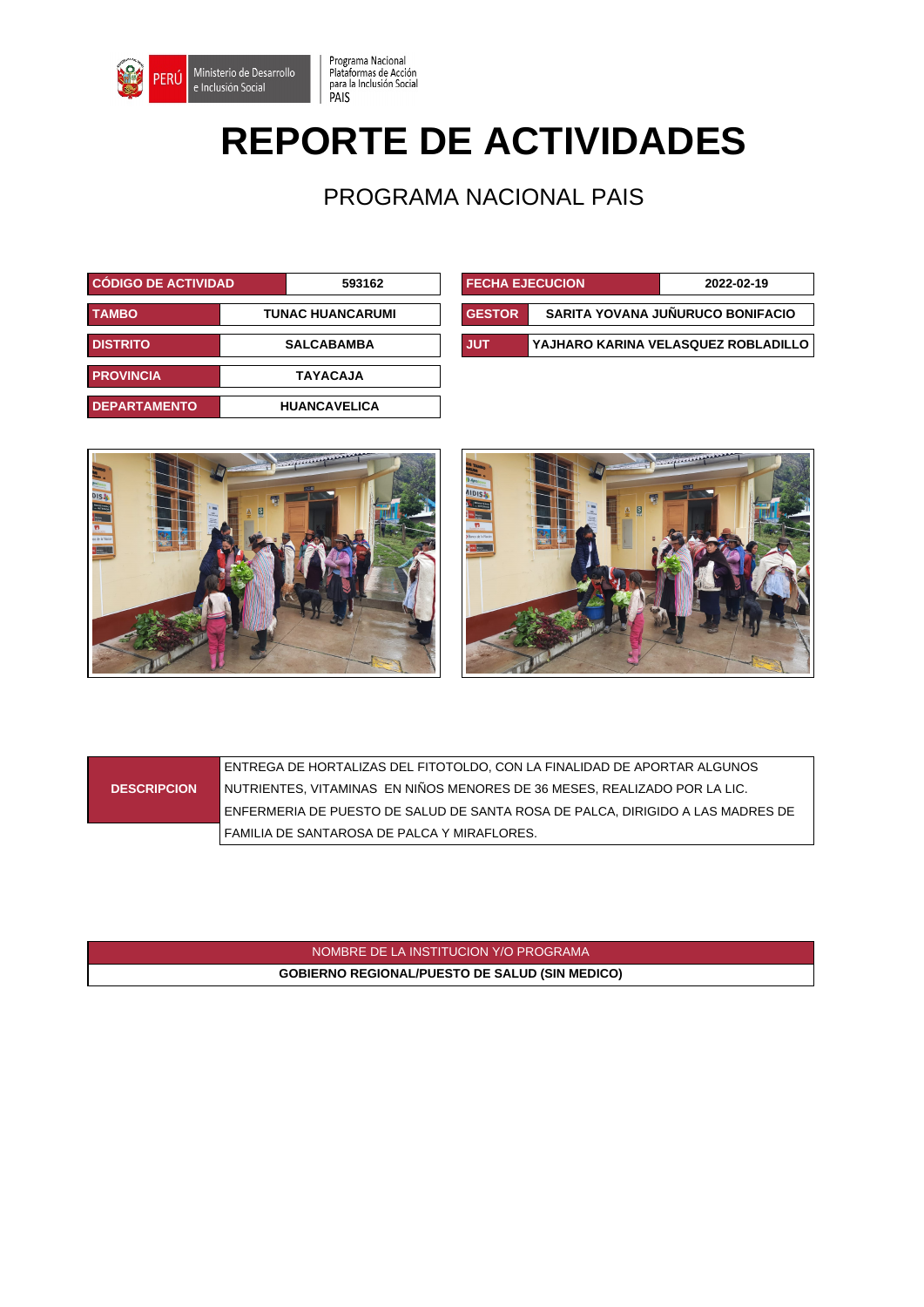Programa Nacional Plataformas de Acción para la Inclusión Social PAIS

# REPORTE DE ACTIVIDADES

## PROGRAMA NACIONAL PAIS

| CÓDIGO DE ACTIVIDAD | 593162 |
|---|---|
| TAMBO | TUNAC HUANCARUMI |
| DISTRITO | SALCABAMBA |
| PROVINCIA | TAYACAJA |
| DEPARTAMENTO | HUANCAVELICA |

| FECHA EJECUCION | 2022-02-19 |
|---|---|
| GESTOR | SARITA YOVANA JUÑURUCO BONIFACIO |
| JUT | YAJHARO KARINA VELASQUEZ ROBLADILLO |

| DESCRIPCION | ENTREGA DE HORTALIZAS DEL FITOTOLDO, CON LA FINALIDAD DE APORTAR ALGUNOS NUTRIENTES, VITAMINAS EN NIÑOS MENORES DE 36 MESES, REALIZADO POR LA LIC. ENFERMERIA DE PUESTO DE SALUD DE SANTA ROSA DE PALCA, DIRIGIDO A LAS MADRES DE FAMILIA DE SANTAROSA DE PALCA Y MIRAFLORES. |
|---|---|

| NOMBRE DE LA INSTITUCION Y/O PROGRAMA |
|---|
| GOBIERNO REGIONAL/PUESTO DE SALUD (SIN MEDICO) |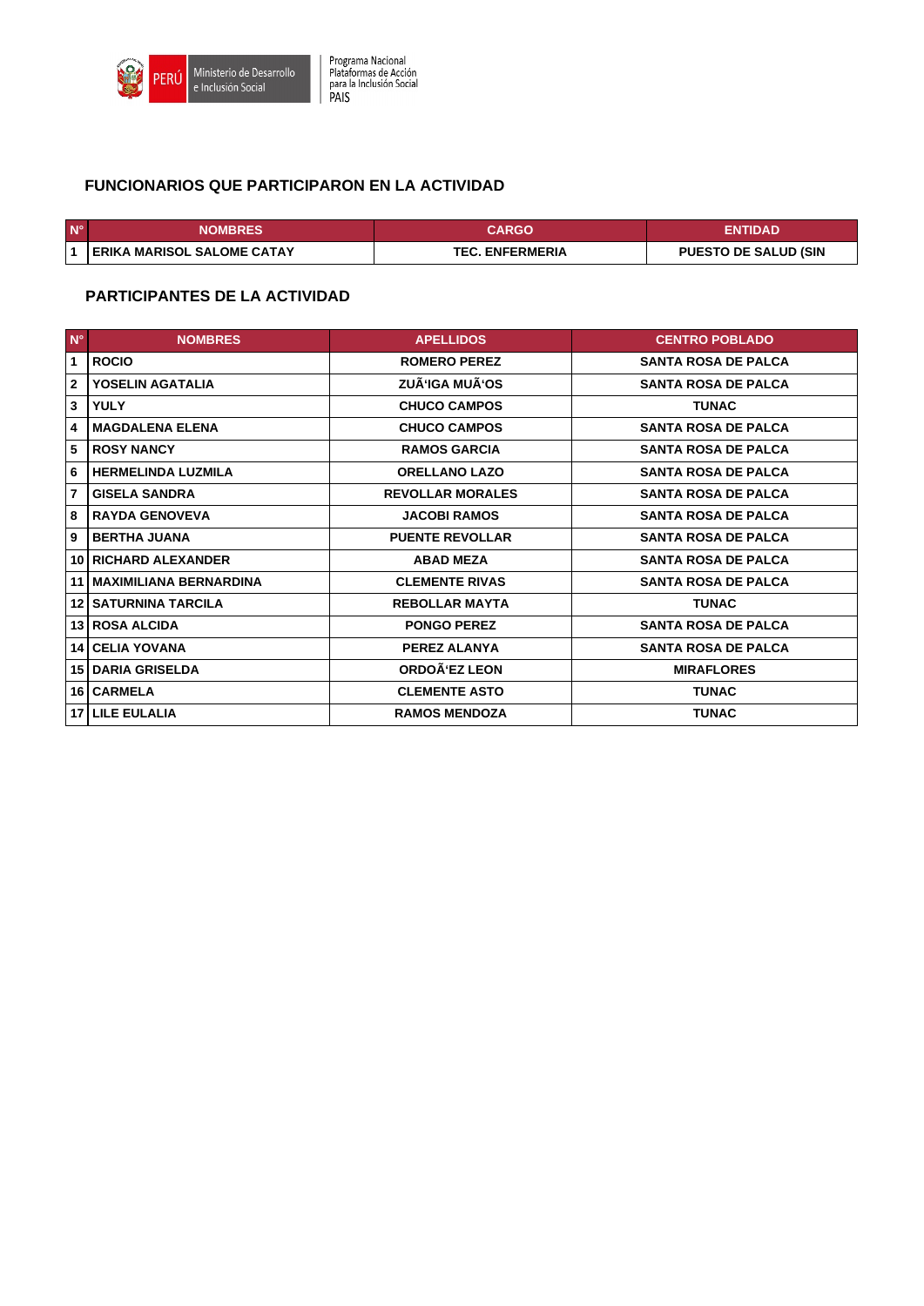## FUNCIONARIOS QUE PARTICIPARON EN LA ACTIVIDAD

| N° | NOMBRES | CARGO | ENTIDAD |
|---|---|---|---|
| 1 | ERIKA MARISOL SALOME CATAY | TEC. ENFERMERIA | PUESTO DE SALUD (SIN |

## PARTICIPANTES DE LA ACTIVIDAD

| N° | NOMBRES | APELLIDOS | CENTRO POBLADO |
|---|---|---|---|
| 1 | ROCIO | ROMERO PEREZ | SANTA ROSA DE PALCA |
| 2 | YOSELIN AGATALIA | ZUÃ'IGA MUÃ'OS | SANTA ROSA DE PALCA |
| 3 | YULY | CHUCO CAMPOS | TUNAC |
| 4 | MAGDALENA ELENA | CHUCO CAMPOS | SANTA ROSA DE PALCA |
| 5 | ROSY NANCY | RAMOS GARCIA | SANTA ROSA DE PALCA |
| 6 | HERMELINDA LUZMILA | ORELLANO LAZO | SANTA ROSA DE PALCA |
| 7 | GISELA SANDRA | REVOLLAR MORALES | SANTA ROSA DE PALCA |
| 8 | RAYDA GENOVEVA | JACOBI RAMOS | SANTA ROSA DE PALCA |
| 9 | BERTHA JUANA | PUENTE REVOLLAR | SANTA ROSA DE PALCA |
| 10 | RICHARD ALEXANDER | ABAD MEZA | SANTA ROSA DE PALCA |
| 11 | MAXIMILIANA BERNARDINA | CLEMENTE RIVAS | SANTA ROSA DE PALCA |
| 12 | SATURNINA TARCILA | REBOLLAR MAYTA | TUNAC |
| 13 | ROSA ALCIDA | PONGO PEREZ | SANTA ROSA DE PALCA |
| 14 | CELIA YOVANA | PEREZ ALANYA | SANTA ROSA DE PALCA |
| 15 | DARIA GRISELDA | ORDOÃ'EZ LEON | MIRAFLORES |
| 16 | CARMELA | CLEMENTE ASTO | TUNAC |
| 17 | LILE EULALIA | RAMOS MENDOZA | TUNAC |